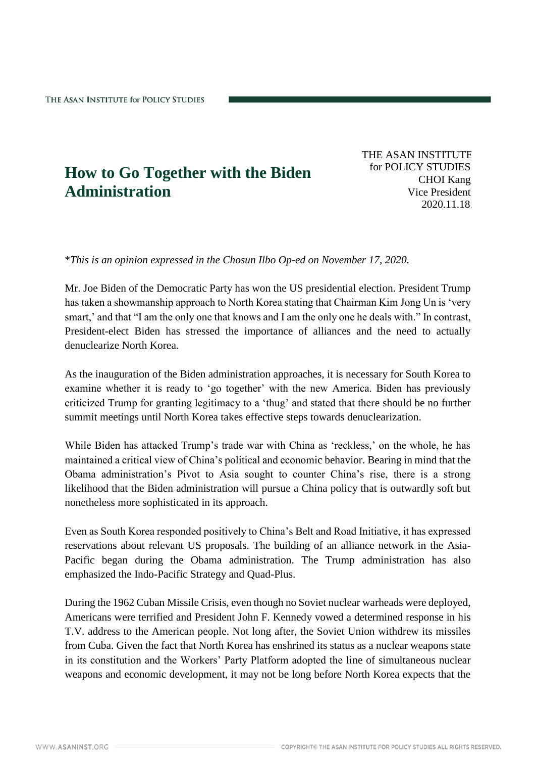# How to Go Together with the Biden Administration

THE ASAN INSTITUTE for POLICY STUDIES
CHOI Kang
Vice President
2020.11.18.

*\*This is an opinion expressed in the Chosun Ilbo Op-ed on November 17, 2020.*

Mr. Joe Biden of the Democratic Party has won the US presidential election. President Trump has taken a showmanship approach to North Korea stating that Chairman Kim Jong Un is 'very smart,' and that "I am the only one that knows and I am the only one he deals with." In contrast, President-elect Biden has stressed the importance of alliances and the need to actually denuclearize North Korea.

As the inauguration of the Biden administration approaches, it is necessary for South Korea to examine whether it is ready to 'go together' with the new America. Biden has previously criticized Trump for granting legitimacy to a 'thug' and stated that there should be no further summit meetings until North Korea takes effective steps towards denuclearization.

While Biden has attacked Trump's trade war with China as 'reckless,' on the whole, he has maintained a critical view of China's political and economic behavior. Bearing in mind that the Obama administration's Pivot to Asia sought to counter China's rise, there is a strong likelihood that the Biden administration will pursue a China policy that is outwardly soft but nonetheless more sophisticated in its approach.

Even as South Korea responded positively to China's Belt and Road Initiative, it has expressed reservations about relevant US proposals. The building of an alliance network in the Asia-Pacific began during the Obama administration. The Trump administration has also emphasized the Indo-Pacific Strategy and Quad-Plus.

During the 1962 Cuban Missile Crisis, even though no Soviet nuclear warheads were deployed, Americans were terrified and President John F. Kennedy vowed a determined response in his T.V. address to the American people. Not long after, the Soviet Union withdrew its missiles from Cuba. Given the fact that North Korea has enshrined its status as a nuclear weapons state in its constitution and the Workers' Party Platform adopted the line of simultaneous nuclear weapons and economic development, it may not be long before North Korea expects that the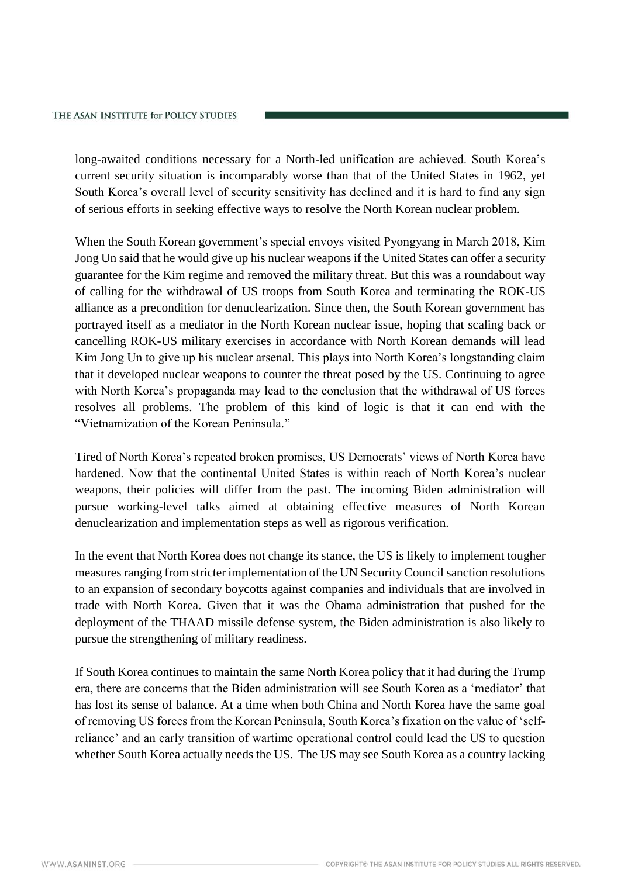long-awaited conditions necessary for a North-led unification are achieved. South Korea's current security situation is incomparably worse than that of the United States in 1962, yet South Korea's overall level of security sensitivity has declined and it is hard to find any sign of serious efforts in seeking effective ways to resolve the North Korean nuclear problem.

When the South Korean government's special envoys visited Pyongyang in March 2018, Kim Jong Un said that he would give up his nuclear weapons if the United States can offer a security guarantee for the Kim regime and removed the military threat. But this was a roundabout way of calling for the withdrawal of US troops from South Korea and terminating the ROK-US alliance as a precondition for denuclearization. Since then, the South Korean government has portrayed itself as a mediator in the North Korean nuclear issue, hoping that scaling back or cancelling ROK-US military exercises in accordance with North Korean demands will lead Kim Jong Un to give up his nuclear arsenal. This plays into North Korea's longstanding claim that it developed nuclear weapons to counter the threat posed by the US. Continuing to agree with North Korea's propaganda may lead to the conclusion that the withdrawal of US forces resolves all problems. The problem of this kind of logic is that it can end with the "Vietnamization of the Korean Peninsula."

Tired of North Korea's repeated broken promises, US Democrats' views of North Korea have hardened. Now that the continental United States is within reach of North Korea's nuclear weapons, their policies will differ from the past. The incoming Biden administration will pursue working-level talks aimed at obtaining effective measures of North Korean denuclearization and implementation steps as well as rigorous verification.

In the event that North Korea does not change its stance, the US is likely to implement tougher measures ranging from stricter implementation of the UN Security Council sanction resolutions to an expansion of secondary boycotts against companies and individuals that are involved in trade with North Korea. Given that it was the Obama administration that pushed for the deployment of the THAAD missile defense system, the Biden administration is also likely to pursue the strengthening of military readiness.

If South Korea continues to maintain the same North Korea policy that it had during the Trump era, there are concerns that the Biden administration will see South Korea as a 'mediator' that has lost its sense of balance. At a time when both China and North Korea have the same goal of removing US forces from the Korean Peninsula, South Korea's fixation on the value of 'self-reliance' and an early transition of wartime operational control could lead the US to question whether South Korea actually needs the US. The US may see South Korea as a country lacking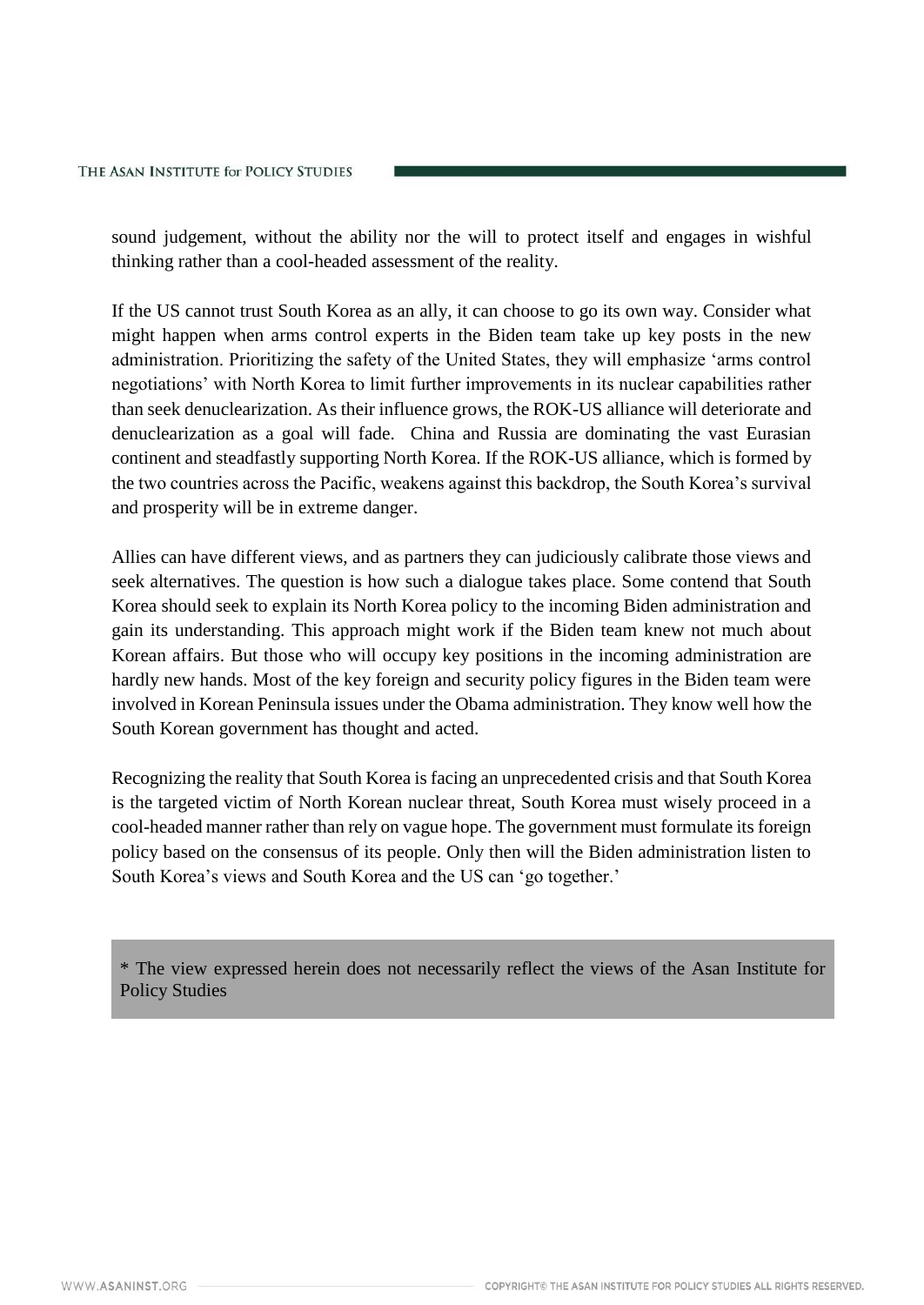sound judgement, without the ability nor the will to protect itself and engages in wishful thinking rather than a cool-headed assessment of the reality.

If the US cannot trust South Korea as an ally, it can choose to go its own way. Consider what might happen when arms control experts in the Biden team take up key posts in the new administration. Prioritizing the safety of the United States, they will emphasize 'arms control negotiations' with North Korea to limit further improvements in its nuclear capabilities rather than seek denuclearization. As their influence grows, the ROK-US alliance will deteriorate and denuclearization as a goal will fade. China and Russia are dominating the vast Eurasian continent and steadfastly supporting North Korea. If the ROK-US alliance, which is formed by the two countries across the Pacific, weakens against this backdrop, the South Korea's survival and prosperity will be in extreme danger.

Allies can have different views, and as partners they can judiciously calibrate those views and seek alternatives. The question is how such a dialogue takes place. Some contend that South Korea should seek to explain its North Korea policy to the incoming Biden administration and gain its understanding. This approach might work if the Biden team knew not much about Korean affairs. But those who will occupy key positions in the incoming administration are hardly new hands. Most of the key foreign and security policy figures in the Biden team were involved in Korean Peninsula issues under the Obama administration. They know well how the South Korean government has thought and acted.

Recognizing the reality that South Korea is facing an unprecedented crisis and that South Korea is the targeted victim of North Korean nuclear threat, South Korea must wisely proceed in a cool-headed manner rather than rely on vague hope. The government must formulate its foreign policy based on the consensus of its people. Only then will the Biden administration listen to South Korea's views and South Korea and the US can 'go together.'

* The view expressed herein does not necessarily reflect the views of the Asan Institute for Policy Studies